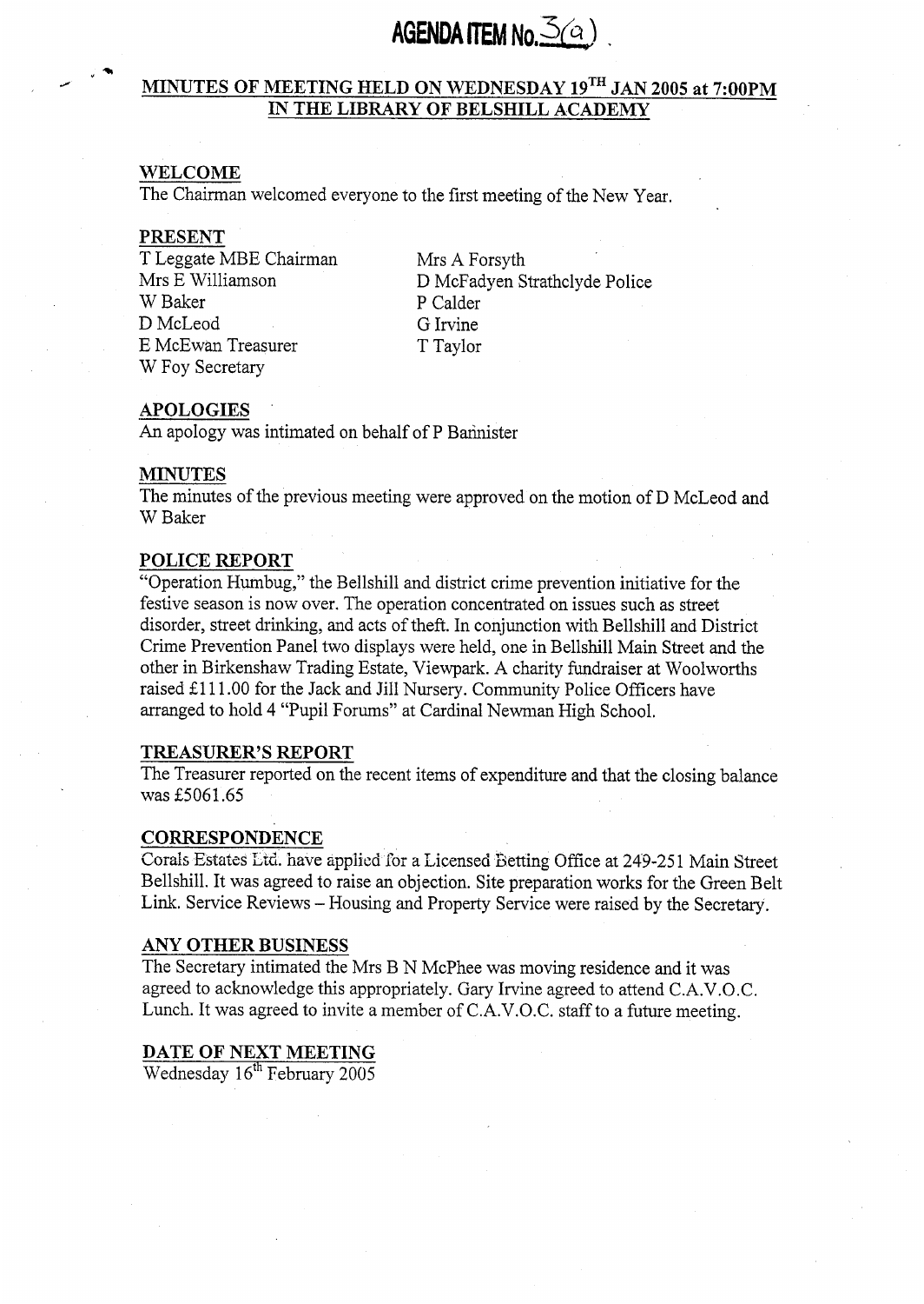# AGENDA ITEM No. 3(a)

## MINUTES OF MEETING HELD ON WEDNESDAY 19TH JAN 2005 at 7:00PM IN THE LIBRARY OF BELSHILL ACADEMY

### WELCOME

The Chairman welcomed everyone to the first meeting of the New Year.

### PRESENT

T Leggate MBE Chairman
Mrs E Williamson
W Baker
D McLeod
E McEwan Treasurer
W Foy Secretary
Mrs A Forsyth
D McFadyen Strathclyde Police
P Calder
G Irvine
T Taylor

### APOLOGIES

An apology was intimated on behalf of P Bannister

### MINUTES

The minutes of the previous meeting were approved on the motion of D McLeod and W Baker

### POLICE REPORT

"Operation Humbug," the Bellshill and district crime prevention initiative for the festive season is now over. The operation concentrated on issues such as street disorder, street drinking, and acts of theft. In conjunction with Bellshill and District Crime Prevention Panel two displays were held, one in Bellshill Main Street and the other in Birkenshaw Trading Estate, Viewpark. A charity fundraiser at Woolworths raised £111.00 for the Jack and Jill Nursery. Community Police Officers have arranged to hold 4 "Pupil Forums" at Cardinal Newman High School.

### TREASURER'S REPORT

The Treasurer reported on the recent items of expenditure and that the closing balance was £5061.65

### CORRESPONDENCE

Corals Estates Ltd. have applied for a Licensed Betting Office at 249-251 Main Street Bellshill. It was agreed to raise an objection. Site preparation works for the Green Belt Link. Service Reviews – Housing and Property Service were raised by the Secretary.

### ANY OTHER BUSINESS

The Secretary intimated the Mrs B N McPhee was moving residence and it was agreed to acknowledge this appropriately. Gary Irvine agreed to attend C.A.V.O.C. Lunch. It was agreed to invite a member of C.A.V.O.C. staff to a future meeting.

### DATE OF NEXT MEETING

Wednesday 16th February 2005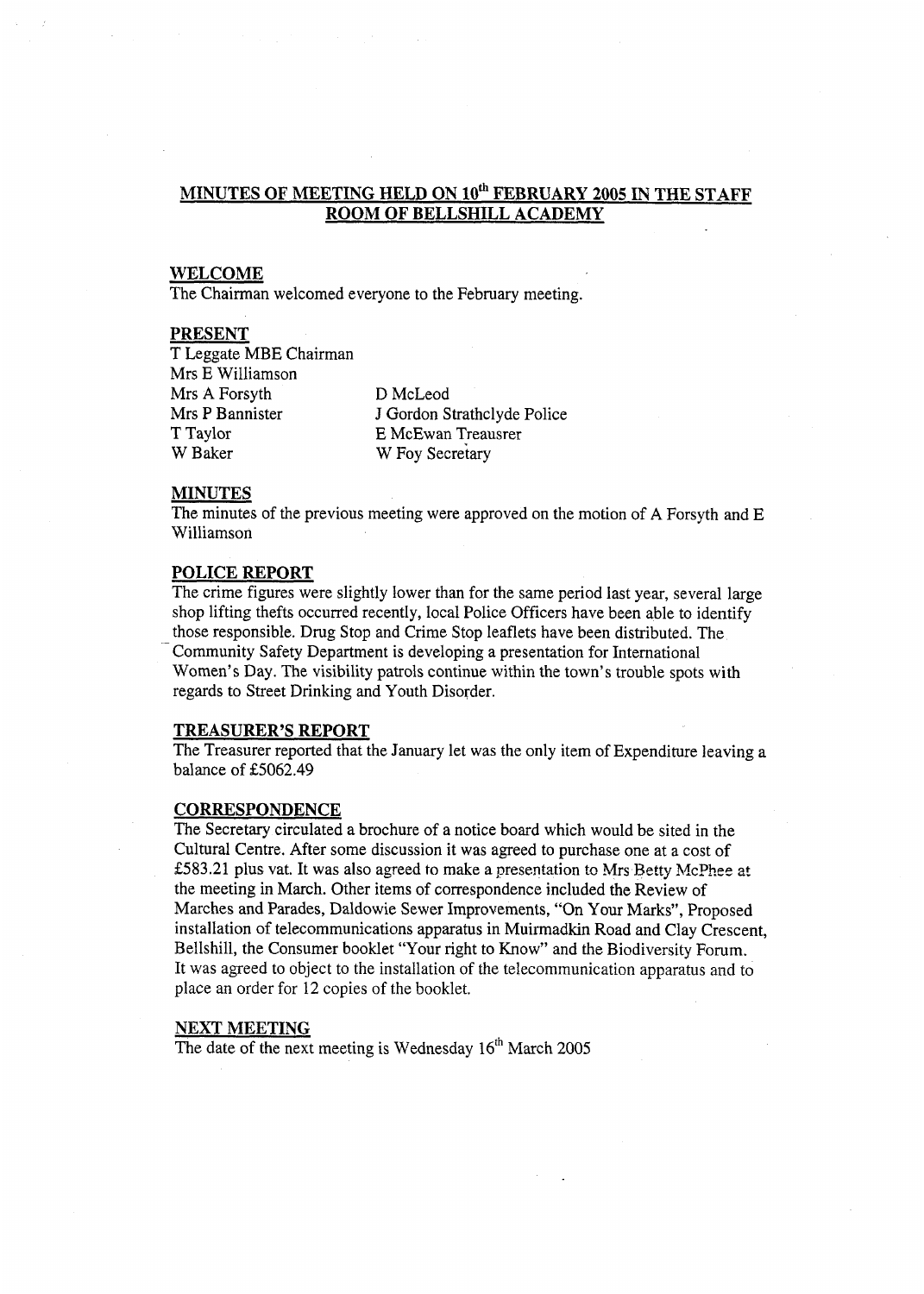## MINUTES OF MEETING HELD ON 10th FEBRUARY 2005 IN THE STAFF ROOM OF BELLSHILL ACADEMY

### WELCOME

The Chairman welcomed everyone to the February meeting.

### PRESENT

T Leggate MBE Chairman
Mrs E Williamson
Mrs A Forsyth
Mrs P Bannister
T Taylor
W Baker
D McLeod
J Gordon Strathclyde Police
E McEwan Treausrer
W Foy Secretary

### MINUTES

The minutes of the previous meeting were approved on the motion of A Forsyth and E Williamson

### POLICE REPORT

The crime figures were slightly lower than for the same period last year, several large shop lifting thefts occurred recently, local Police Officers have been able to identify those responsible. Drug Stop and Crime Stop leaflets have been distributed. The Community Safety Department is developing a presentation for International Women's Day. The visibility patrols continue within the town's trouble spots with regards to Street Drinking and Youth Disorder.

### TREASURER'S REPORT

The Treasurer reported that the January let was the only item of Expenditure leaving a balance of £5062.49

### CORRESPONDENCE

The Secretary circulated a brochure of a notice board which would be sited in the Cultural Centre. After some discussion it was agreed to purchase one at a cost of £583.21 plus vat. It was also agreed to make a presentation to Mrs Betty McPhee at the meeting in March. Other items of correspondence included the Review of Marches and Parades, Daldowie Sewer Improvements, "On Your Marks", Proposed installation of telecommunications apparatus in Muirmadkin Road and Clay Crescent, Bellshill, the Consumer booklet "Your right to Know" and the Biodiversity Forum. It was agreed to object to the installation of the telecommunication apparatus and to place an order for 12 copies of the booklet.

### NEXT MEETING

The date of the next meeting is Wednesday 16th March 2005